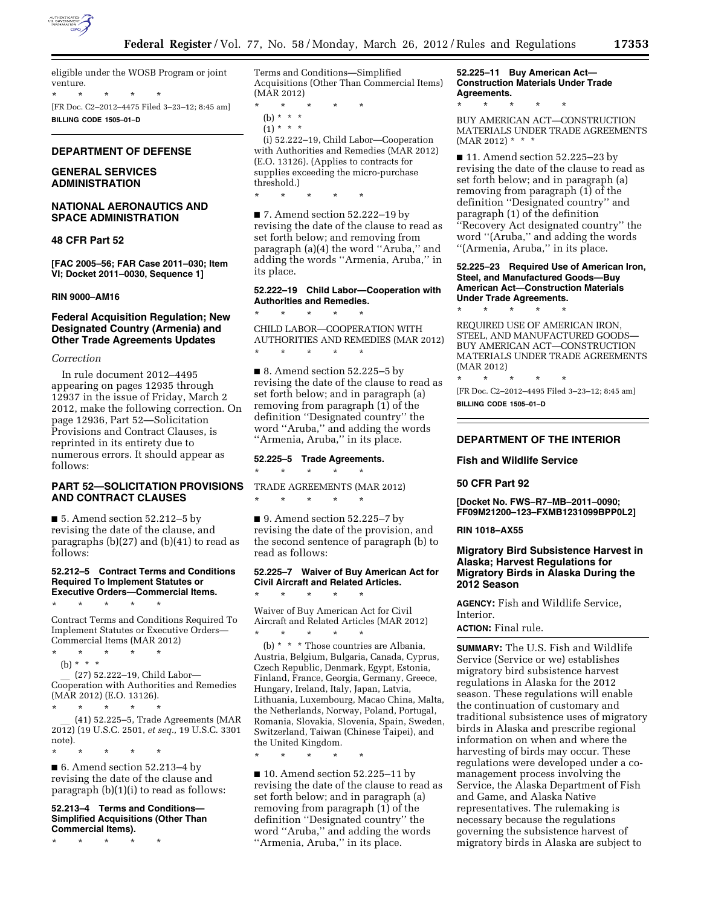eligible under the WOSB Program or joint venture.

\* \* \* \* \*

[FR Doc. C2–2012–4475 Filed 3–23–12; 8:45 am]

**BILLING CODE 1505–01–D**

## DEPARTMENT OF DEFENSE

## GENERAL SERVICES ADMINISTRATION

## NATIONAL AERONAUTICS AND SPACE ADMINISTRATION

## 48 CFR Part 52

**[FAC 2005–56; FAR Case 2011–030; Item VI; Docket 2011–0030, Sequence 1]**

**RIN 9000–AM16**

## Federal Acquisition Regulation; New Designated Country (Armenia) and Other Trade Agreements Updates

*Correction*

In rule document 2012–4495 appearing on pages 12935 through 12937 in the issue of Friday, March 2 2012, make the following correction. On page 12936, Part 52—Solicitation Provisions and Contract Clauses, is reprinted in its entirety due to numerous errors. It should appear as follows:

### PART 52—SOLICITATION PROVISIONS AND CONTRACT CLAUSES

■ 5. Amend section 52.212–5 by revising the date of the clause, and paragraphs (b)(27) and (b)(41) to read as follows:

#### 52.212–5 Contract Terms and Conditions Required To Implement Statutes or Executive Orders—Commercial Items.

\* \* \* \* \*

Contract Terms and Conditions Required To Implement Statutes or Executive Orders—Commercial Items (MAR 2012)

\* \* \* \* \*

(b) \* \* \*

\_\_ (27) 52.222–19, Child Labor—Cooperation with Authorities and Remedies (MAR 2012) (E.O. 13126).

\* \* \* \* \*

\_\_ (41) 52.225–5, Trade Agreements (MAR 2012) (19 U.S.C. 2501, *et seq.,* 19 U.S.C. 3301 note).

\* \* \* \* \*

■ 6. Amend section 52.213–4 by revising the date of the clause and paragraph (b)(1)(i) to read as follows:

#### 52.213–4 Terms and Conditions—Simplified Acquisitions (Other Than Commercial Items).

\* \* \* \* \*

Terms and Conditions—Simplified Acquisitions (Other Than Commercial Items) (MAR 2012)

\* \* \* \* \*

(b) \* \* \*

(1) \* \* \*

(i) 52.222–19, Child Labor—Cooperation with Authorities and Remedies (MAR 2012) (E.O. 13126). (Applies to contracts for supplies exceeding the micro-purchase threshold.)

\* \* \* \* \*

■ 7. Amend section 52.222–19 by revising the date of the clause to read as set forth below; and removing from paragraph (a)(4) the word ''Aruba,'' and adding the words ''Armenia, Aruba,'' in its place.

#### 52.222–19 Child Labor—Cooperation with Authorities and Remedies.

\* \* \* \* \*

CHILD LABOR—COOPERATION WITH AUTHORITIES AND REMEDIES (MAR 2012)

\* \* \* \* \*

■ 8. Amend section 52.225–5 by revising the date of the clause to read as set forth below; and in paragraph (a) removing from paragraph (1) of the definition ''Designated country'' the word ''Aruba,'' and adding the words ''Armenia, Aruba,'' in its place.

#### 52.225–5 Trade Agreements.

\* \* \* \* \*

TRADE AGREEMENTS (MAR 2012)

\* \* \* \* \*

■ 9. Amend section 52.225–7 by revising the date of the provision, and the second sentence of paragraph (b) to read as follows:

#### 52.225–7 Waiver of Buy American Act for Civil Aircraft and Related Articles.

\* \* \* \* \*

Waiver of Buy American Act for Civil Aircraft and Related Articles (MAR 2012)

\* \* \* \* \*

(b) \* \* \* Those countries are Albania, Austria, Belgium, Bulgaria, Canada, Cyprus, Czech Republic, Denmark, Egypt, Estonia, Finland, France, Georgia, Germany, Greece, Hungary, Ireland, Italy, Japan, Latvia, Lithuania, Luxembourg, Macao China, Malta, the Netherlands, Norway, Poland, Portugal, Romania, Slovakia, Slovenia, Spain, Sweden, Switzerland, Taiwan (Chinese Taipei), and the United Kingdom.

\* \* \* \* \*

■ 10. Amend section 52.225–11 by revising the date of the clause to read as set forth below; and in paragraph (a) removing from paragraph (1) of the definition ''Designated country'' the word ''Aruba,'' and adding the words ''Armenia, Aruba,'' in its place.

#### 52.225–11 Buy American Act—Construction Materials Under Trade Agreements.

\* \* \* \* \*

BUY AMERICAN ACT—CONSTRUCTION MATERIALS UNDER TRADE AGREEMENTS (MAR 2012) \* \* \*

■ 11. Amend section 52.225–23 by revising the date of the clause to read as set forth below; and in paragraph (a) removing from paragraph (1) of the definition ''Designated country'' and paragraph (1) of the definition ''Recovery Act designated country'' the word ''(Aruba,'' and adding the words ''(Armenia, Aruba,'' in its place.

#### 52.225–23 Required Use of American Iron, Steel, and Manufactured Goods—Buy American Act—Construction Materials Under Trade Agreements.

\* \* \* \* \*

REQUIRED USE OF AMERICAN IRON, STEEL, AND MANUFACTURED GOODS—BUY AMERICAN ACT—CONSTRUCTION MATERIALS UNDER TRADE AGREEMENTS (MAR 2012)

\* \* \* \* \*

[FR Doc. C2–2012–4495 Filed 3–23–12; 8:45 am]

**BILLING CODE 1505–01–D**

## DEPARTMENT OF THE INTERIOR

## Fish and Wildlife Service

## 50 CFR Part 92

**[Docket No. FWS–R7–MB–2011–0090; FF09M21200–123–FXMB1231099BPP0L2]**

**RIN 1018–AX55**

## Migratory Bird Subsistence Harvest in Alaska; Harvest Regulations for Migratory Birds in Alaska During the 2012 Season

**AGENCY:** Fish and Wildlife Service, Interior.

**ACTION:** Final rule.

**SUMMARY:** The U.S. Fish and Wildlife Service (Service or we) establishes migratory bird subsistence harvest regulations in Alaska for the 2012 season. These regulations will enable the continuation of customary and traditional subsistence uses of migratory birds in Alaska and prescribe regional information on when and where the harvesting of birds may occur. These regulations were developed under a co-management process involving the Service, the Alaska Department of Fish and Game, and Alaska Native representatives. The rulemaking is necessary because the regulations governing the subsistence harvest of migratory birds in Alaska are subject to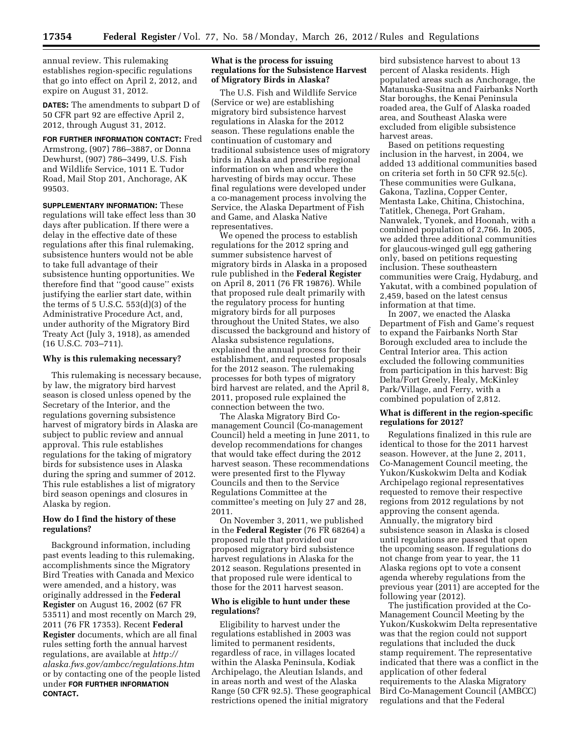annual review. This rulemaking establishes region-specific regulations that go into effect on April 2, 2012, and expire on August 31, 2012.

**DATES:** The amendments to subpart D of 50 CFR part 92 are effective April 2, 2012, through August 31, 2012.

**FOR FURTHER INFORMATION CONTACT:** Fred Armstrong, (907) 786–3887, or Donna Dewhurst, (907) 786–3499, U.S. Fish and Wildlife Service, 1011 E. Tudor Road, Mail Stop 201, Anchorage, AK 99503.

**SUPPLEMENTARY INFORMATION:** These regulations will take effect less than 30 days after publication. If there were a delay in the effective date of these regulations after this final rulemaking, subsistence hunters would not be able to take full advantage of their subsistence hunting opportunities. We therefore find that ''good cause'' exists justifying the earlier start date, within the terms of 5 U.S.C. 553(d)(3) of the Administrative Procedure Act, and, under authority of the Migratory Bird Treaty Act (July 3, 1918), as amended (16 U.S.C. 703–711).

## Why is this rulemaking necessary?

This rulemaking is necessary because, by law, the migratory bird harvest season is closed unless opened by the Secretary of the Interior, and the regulations governing subsistence harvest of migratory birds in Alaska are subject to public review and annual approval. This rule establishes regulations for the taking of migratory birds for subsistence uses in Alaska during the spring and summer of 2012. This rule establishes a list of migratory bird season openings and closures in Alaska by region.

## How do I find the history of these regulations?

Background information, including past events leading to this rulemaking, accomplishments since the Migratory Bird Treaties with Canada and Mexico were amended, and a history, was originally addressed in the **Federal Register** on August 16, 2002 (67 FR 53511) and most recently on March 29, 2011 (76 FR 17353). Recent **Federal Register** documents, which are all final rules setting forth the annual harvest regulations, are available at *http://alaska.fws.gov/ambcc/regulations.htm* or by contacting one of the people listed under **FOR FURTHER INFORMATION CONTACT.**

## What is the process for issuing regulations for the Subsistence Harvest of Migratory Birds in Alaska?

The U.S. Fish and Wildlife Service (Service or we) are establishing migratory bird subsistence harvest regulations in Alaska for the 2012 season. These regulations enable the continuation of customary and traditional subsistence uses of migratory birds in Alaska and prescribe regional information on when and where the harvesting of birds may occur. These final regulations were developed under a co-management process involving the Service, the Alaska Department of Fish and Game, and Alaska Native representatives.

We opened the process to establish regulations for the 2012 spring and summer subsistence harvest of migratory birds in Alaska in a proposed rule published in the **Federal Register** on April 8, 2011 (76 FR 19876). While that proposed rule dealt primarily with the regulatory process for hunting migratory birds for all purposes throughout the United States, we also discussed the background and history of Alaska subsistence regulations, explained the annual process for their establishment, and requested proposals for the 2012 season. The rulemaking processes for both types of migratory bird harvest are related, and the April 8, 2011, proposed rule explained the connection between the two.

The Alaska Migratory Bird Co-management Council (Co-management Council) held a meeting in June 2011, to develop recommendations for changes that would take effect during the 2012 harvest season. These recommendations were presented first to the Flyway Councils and then to the Service Regulations Committee at the committee's meeting on July 27 and 28, 2011.

On November 3, 2011, we published in the **Federal Register** (76 FR 68264) a proposed rule that provided our proposed migratory bird subsistence harvest regulations in Alaska for the 2012 season. Regulations presented in that proposed rule were identical to those for the 2011 harvest season.

## Who is eligible to hunt under these regulations?

Eligibility to harvest under the regulations established in 2003 was limited to permanent residents, regardless of race, in villages located within the Alaska Peninsula, Kodiak Archipelago, the Aleutian Islands, and in areas north and west of the Alaska Range (50 CFR 92.5). These geographical restrictions opened the initial migratory bird subsistence harvest to about 13 percent of Alaska residents. High populated areas such as Anchorage, the Matanuska-Susitna and Fairbanks North Star boroughs, the Kenai Peninsula roaded area, the Gulf of Alaska roaded area, and Southeast Alaska were excluded from eligible subsistence harvest areas.

Based on petitions requesting inclusion in the harvest, in 2004, we added 13 additional communities based on criteria set forth in 50 CFR 92.5(c). These communities were Gulkana, Gakona, Tazlina, Copper Center, Mentasta Lake, Chitina, Chistochina, Tatitlek, Chenega, Port Graham, Nanwalek, Tyonek, and Hoonah, with a combined population of 2,766. In 2005, we added three additional communities for glaucous-winged gull egg gathering only, based on petitions requesting inclusion. These southeastern communities were Craig, Hydaburg, and Yakutat, with a combined population of 2,459, based on the latest census information at that time.

In 2007, we enacted the Alaska Department of Fish and Game's request to expand the Fairbanks North Star Borough excluded area to include the Central Interior area. This action excluded the following communities from participation in this harvest: Big Delta/Fort Greely, Healy, McKinley Park/Village, and Ferry, with a combined population of 2,812.

## What is different in the region-specific regulations for 2012?

Regulations finalized in this rule are identical to those for the 2011 harvest season. However, at the June 2, 2011, Co-Management Council meeting, the Yukon/Kuskokwim Delta and Kodiak Archipelago regional representatives requested to remove their respective regions from 2012 regulations by not approving the consent agenda. Annually, the migratory bird subsistence season in Alaska is closed until regulations are passed that open the upcoming season. If regulations do not change from year to year, the 11 Alaska regions opt to vote a consent agenda whereby regulations from the previous year (2011) are accepted for the following year (2012).

The justification provided at the Co-Management Council Meeting by the Yukon/Kuskokwim Delta representative was that the region could not support regulations that included the duck stamp requirement. The representative indicated that there was a conflict in the application of other federal requirements to the Alaska Migratory Bird Co-Management Council (AMBCC) regulations and that the Federal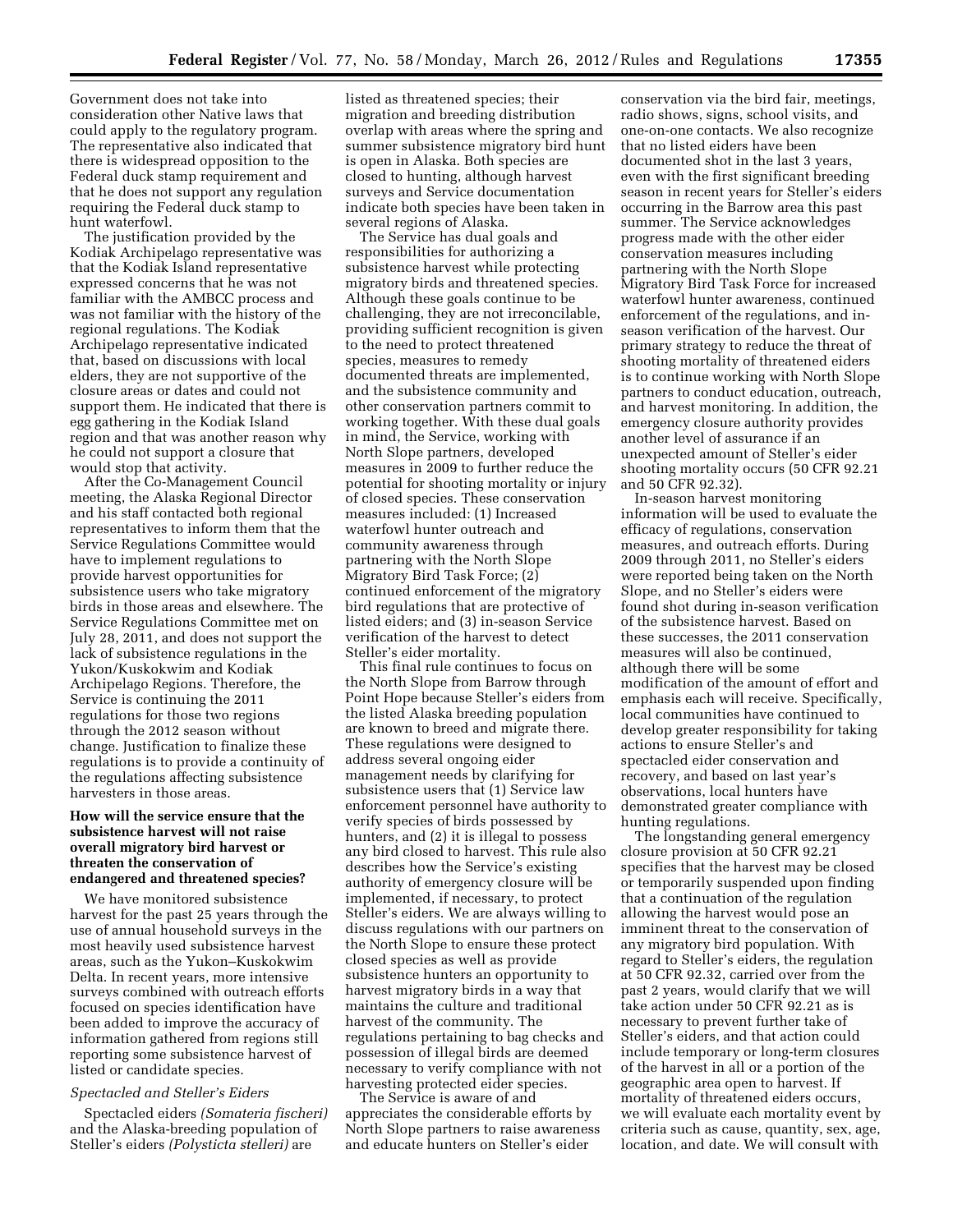Government does not take into consideration other Native laws that could apply to the regulatory program. The representative also indicated that there is widespread opposition to the Federal duck stamp requirement and that he does not support any regulation requiring the Federal duck stamp to hunt waterfowl.

The justification provided by the Kodiak Archipelago representative was that the Kodiak Island representative expressed concerns that he was not familiar with the AMBCC process and was not familiar with the history of the regional regulations. The Kodiak Archipelago representative indicated that, based on discussions with local elders, they are not supportive of the closure areas or dates and could not support them. He indicated that there is egg gathering in the Kodiak Island region and that was another reason why he could not support a closure that would stop that activity.

After the Co-Management Council meeting, the Alaska Regional Director and his staff contacted both regional representatives to inform them that the Service Regulations Committee would have to implement regulations to provide harvest opportunities for subsistence users who take migratory birds in those areas and elsewhere. The Service Regulations Committee met on July 28, 2011, and does not support the lack of subsistence regulations in the Yukon/Kuskokwim and Kodiak Archipelago Regions. Therefore, the Service is continuing the 2011 regulations for those two regions through the 2012 season without change. Justification to finalize these regulations is to provide a continuity of the regulations affecting subsistence harvesters in those areas.

## How will the service ensure that the subsistence harvest will not raise overall migratory bird harvest or threaten the conservation of endangered and threatened species?

We have monitored subsistence harvest for the past 25 years through the use of annual household surveys in the most heavily used subsistence harvest areas, such as the Yukon–Kuskokwim Delta. In recent years, more intensive surveys combined with outreach efforts focused on species identification have been added to improve the accuracy of information gathered from regions still reporting some subsistence harvest of listed or candidate species.

### *Spectacled and Steller's Eiders*

Spectacled eiders *(Somateria fischeri)* and the Alaska-breeding population of Steller's eiders *(Polysticta stelleri)* are listed as threatened species; their migration and breeding distribution overlap with areas where the spring and summer subsistence migratory bird hunt is open in Alaska. Both species are closed to hunting, although harvest surveys and Service documentation indicate both species have been taken in several regions of Alaska.

The Service has dual goals and responsibilities for authorizing a subsistence harvest while protecting migratory birds and threatened species. Although these goals continue to be challenging, they are not irreconcilable, providing sufficient recognition is given to the need to protect threatened species, measures to remedy documented threats are implemented, and the subsistence community and other conservation partners commit to working together. With these dual goals in mind, the Service, working with North Slope partners, developed measures in 2009 to further reduce the potential for shooting mortality or injury of closed species. These conservation measures included: (1) Increased waterfowl hunter outreach and community awareness through partnering with the North Slope Migratory Bird Task Force; (2) continued enforcement of the migratory bird regulations that are protective of listed eiders; and (3) in-season Service verification of the harvest to detect Steller's eider mortality.

This final rule continues to focus on the North Slope from Barrow through Point Hope because Steller's eiders from the listed Alaska breeding population are known to breed and migrate there. These regulations were designed to address several ongoing eider management needs by clarifying for subsistence users that (1) Service law enforcement personnel have authority to verify species of birds possessed by hunters, and (2) it is illegal to possess any bird closed to harvest. This rule also describes how the Service's existing authority of emergency closure will be implemented, if necessary, to protect Steller's eiders. We are always willing to discuss regulations with our partners on the North Slope to ensure these protect closed species as well as provide subsistence hunters an opportunity to harvest migratory birds in a way that maintains the culture and traditional harvest of the community. The regulations pertaining to bag checks and possession of illegal birds are deemed necessary to verify compliance with not harvesting protected eider species.

The Service is aware of and appreciates the considerable efforts by North Slope partners to raise awareness and educate hunters on Steller's eider conservation via the bird fair, meetings, radio shows, signs, school visits, and one-on-one contacts. We also recognize that no listed eiders have been documented shot in the last 3 years, even with the first significant breeding season in recent years for Steller's eiders occurring in the Barrow area this past summer. The Service acknowledges progress made with the other eider conservation measures including partnering with the North Slope Migratory Bird Task Force for increased waterfowl hunter awareness, continued enforcement of the regulations, and in-season verification of the harvest. Our primary strategy to reduce the threat of shooting mortality of threatened eiders is to continue working with North Slope partners to conduct education, outreach, and harvest monitoring. In addition, the emergency closure authority provides another level of assurance if an unexpected amount of Steller's eider shooting mortality occurs (50 CFR 92.21 and 50 CFR 92.32).

In-season harvest monitoring information will be used to evaluate the efficacy of regulations, conservation measures, and outreach efforts. During 2009 through 2011, no Steller's eiders were reported being taken on the North Slope, and no Steller's eiders were found shot during in-season verification of the subsistence harvest. Based on these successes, the 2011 conservation measures will also be continued, although there will be some modification of the amount of effort and emphasis each will receive. Specifically, local communities have continued to develop greater responsibility for taking actions to ensure Steller's and spectacled eider conservation and recovery, and based on last year's observations, local hunters have demonstrated greater compliance with hunting regulations.

The longstanding general emergency closure provision at 50 CFR 92.21 specifies that the harvest may be closed or temporarily suspended upon finding that a continuation of the regulation allowing the harvest would pose an imminent threat to the conservation of any migratory bird population. With regard to Steller's eiders, the regulation at 50 CFR 92.32, carried over from the past 2 years, would clarify that we will take action under 50 CFR 92.21 as is necessary to prevent further take of Steller's eiders, and that action could include temporary or long-term closures of the harvest in all or a portion of the geographic area open to harvest. If mortality of threatened eiders occurs, we will evaluate each mortality event by criteria such as cause, quantity, sex, age, location, and date. We will consult with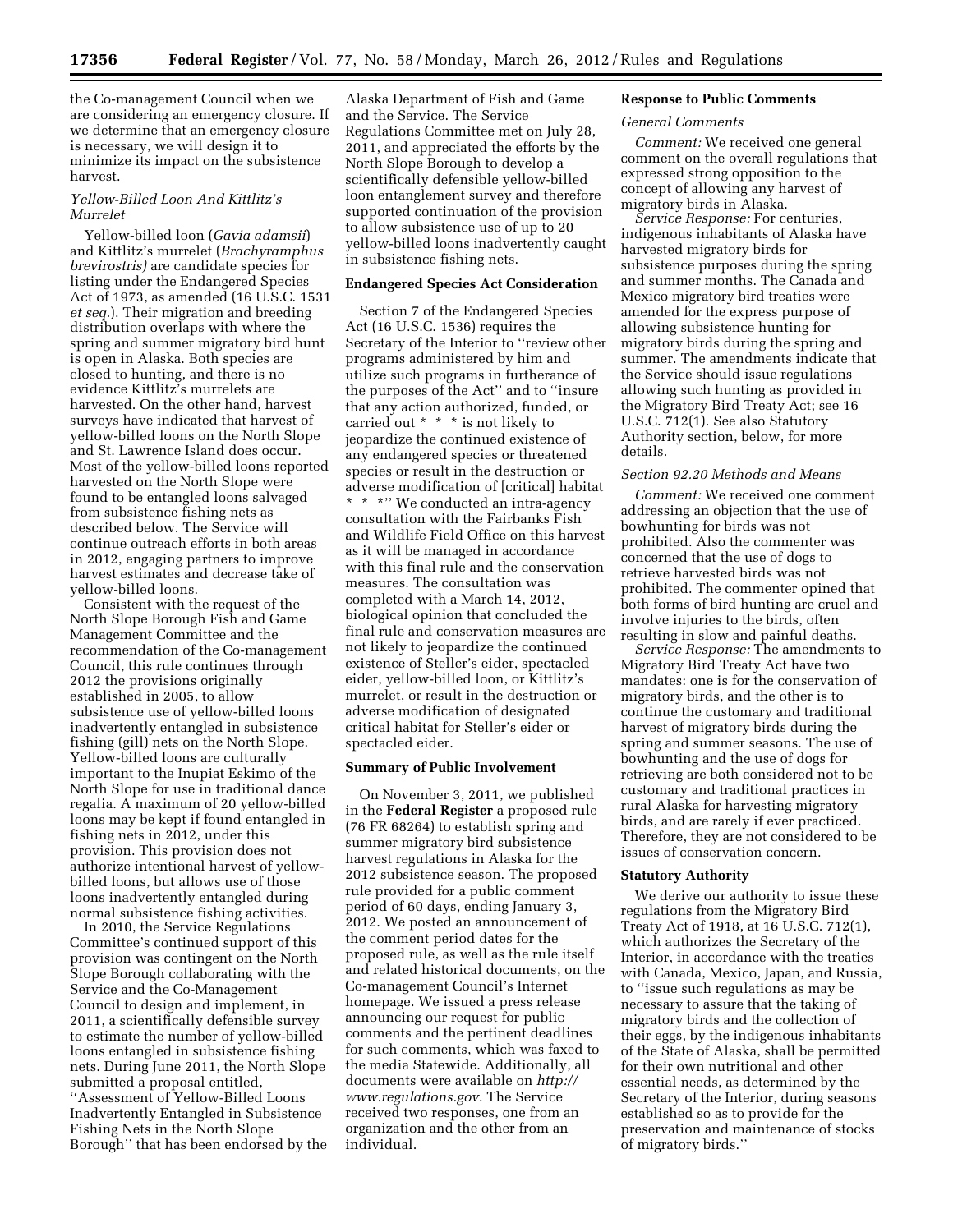the Co-management Council when we are considering an emergency closure. If we determine that an emergency closure is necessary, we will design it to minimize its impact on the subsistence harvest.

*Yellow-Billed Loon And Kittlitz's Murrelet*

Yellow-billed loon (*Gavia adamsii*) and Kittlitz's murrelet (*Brachyramphus brevirostris)* are candidate species for listing under the Endangered Species Act of 1973, as amended (16 U.S.C. 1531 *et seq.*). Their migration and breeding distribution overlaps with where the spring and summer migratory bird hunt is open in Alaska. Both species are closed to hunting, and there is no evidence Kittlitz's murrelets are harvested. On the other hand, harvest surveys have indicated that harvest of yellow-billed loons on the North Slope and St. Lawrence Island does occur. Most of the yellow-billed loons reported harvested on the North Slope were found to be entangled loons salvaged from subsistence fishing nets as described below. The Service will continue outreach efforts in both areas in 2012, engaging partners to improve harvest estimates and decrease take of yellow-billed loons.

Consistent with the request of the North Slope Borough Fish and Game Management Committee and the recommendation of the Co-management Council, this rule continues through 2012 the provisions originally established in 2005, to allow subsistence use of yellow-billed loons inadvertently entangled in subsistence fishing (gill) nets on the North Slope. Yellow-billed loons are culturally important to the Inupiat Eskimo of the North Slope for use in traditional dance regalia. A maximum of 20 yellow-billed loons may be kept if found entangled in fishing nets in 2012, under this provision. This provision does not authorize intentional harvest of yellow-billed loons, but allows use of those loons inadvertently entangled during normal subsistence fishing activities.

In 2010, the Service Regulations Committee's continued support of this provision was contingent on the North Slope Borough collaborating with the Service and the Co-Management Council to design and implement, in 2011, a scientifically defensible survey to estimate the number of yellow-billed loons entangled in subsistence fishing nets. During June 2011, the North Slope submitted a proposal entitled, ''Assessment of Yellow-Billed Loons Inadvertently Entangled in Subsistence Fishing Nets in the North Slope Borough'' that has been endorsed by the Alaska Department of Fish and Game and the Service. The Service Regulations Committee met on July 28, 2011, and appreciated the efforts by the North Slope Borough to develop a scientifically defensible yellow-billed loon entanglement survey and therefore supported continuation of the provision to allow subsistence use of up to 20 yellow-billed loons inadvertently caught in subsistence fishing nets.

**Endangered Species Act Consideration**

Section 7 of the Endangered Species Act (16 U.S.C. 1536) requires the Secretary of the Interior to ''review other programs administered by him and utilize such programs in furtherance of the purposes of the Act'' and to ''insure that any action authorized, funded, or carried out * * * is not likely to jeopardize the continued existence of any endangered species or threatened species or result in the destruction or adverse modification of [critical] habitat * * *'' We conducted an intra-agency consultation with the Fairbanks Fish and Wildlife Field Office on this harvest as it will be managed in accordance with this final rule and the conservation measures. The consultation was completed with a March 14, 2012, biological opinion that concluded the final rule and conservation measures are not likely to jeopardize the continued existence of Steller's eider, spectacled eider, yellow-billed loon, or Kittlitz's murrelet, or result in the destruction or adverse modification of designated critical habitat for Steller's eider or spectacled eider.

**Summary of Public Involvement**

On November 3, 2011, we published in the **Federal Register** a proposed rule (76 FR 68264) to establish spring and summer migratory bird subsistence harvest regulations in Alaska for the 2012 subsistence season. The proposed rule provided for a public comment period of 60 days, ending January 3, 2012. We posted an announcement of the comment period dates for the proposed rule, as well as the rule itself and related historical documents, on the Co-management Council's Internet homepage. We issued a press release announcing our request for public comments and the pertinent deadlines for such comments, which was faxed to the media Statewide. Additionally, all documents were available on *http://www.regulations.gov*. The Service received two responses, one from an organization and the other from an individual.

**Response to Public Comments**

*General Comments*

*Comment:* We received one general comment on the overall regulations that expressed strong opposition to the concept of allowing any harvest of migratory birds in Alaska.

*Service Response:* For centuries, indigenous inhabitants of Alaska have harvested migratory birds for subsistence purposes during the spring and summer months. The Canada and Mexico migratory bird treaties were amended for the express purpose of allowing subsistence hunting for migratory birds during the spring and summer. The amendments indicate that the Service should issue regulations allowing such hunting as provided in the Migratory Bird Treaty Act; see 16 U.S.C. 712(1). See also Statutory Authority section, below, for more details.

*Section 92.20 Methods and Means*

*Comment:* We received one comment addressing an objection that the use of bowhunting for birds was not prohibited. Also the commenter was concerned that the use of dogs to retrieve harvested birds was not prohibited. The commenter opined that both forms of bird hunting are cruel and involve injuries to the birds, often resulting in slow and painful deaths.

*Service Response:* The amendments to Migratory Bird Treaty Act have two mandates: one is for the conservation of migratory birds, and the other is to continue the customary and traditional harvest of migratory birds during the spring and summer seasons. The use of bowhunting and the use of dogs for retrieving are both considered not to be customary and traditional practices in rural Alaska for harvesting migratory birds, and are rarely if ever practiced. Therefore, they are not considered to be issues of conservation concern.

**Statutory Authority**

We derive our authority to issue these regulations from the Migratory Bird Treaty Act of 1918, at 16 U.S.C. 712(1), which authorizes the Secretary of the Interior, in accordance with the treaties with Canada, Mexico, Japan, and Russia, to ''issue such regulations as may be necessary to assure that the taking of migratory birds and the collection of their eggs, by the indigenous inhabitants of the State of Alaska, shall be permitted for their own nutritional and other essential needs, as determined by the Secretary of the Interior, during seasons established so as to provide for the preservation and maintenance of stocks of migratory birds.''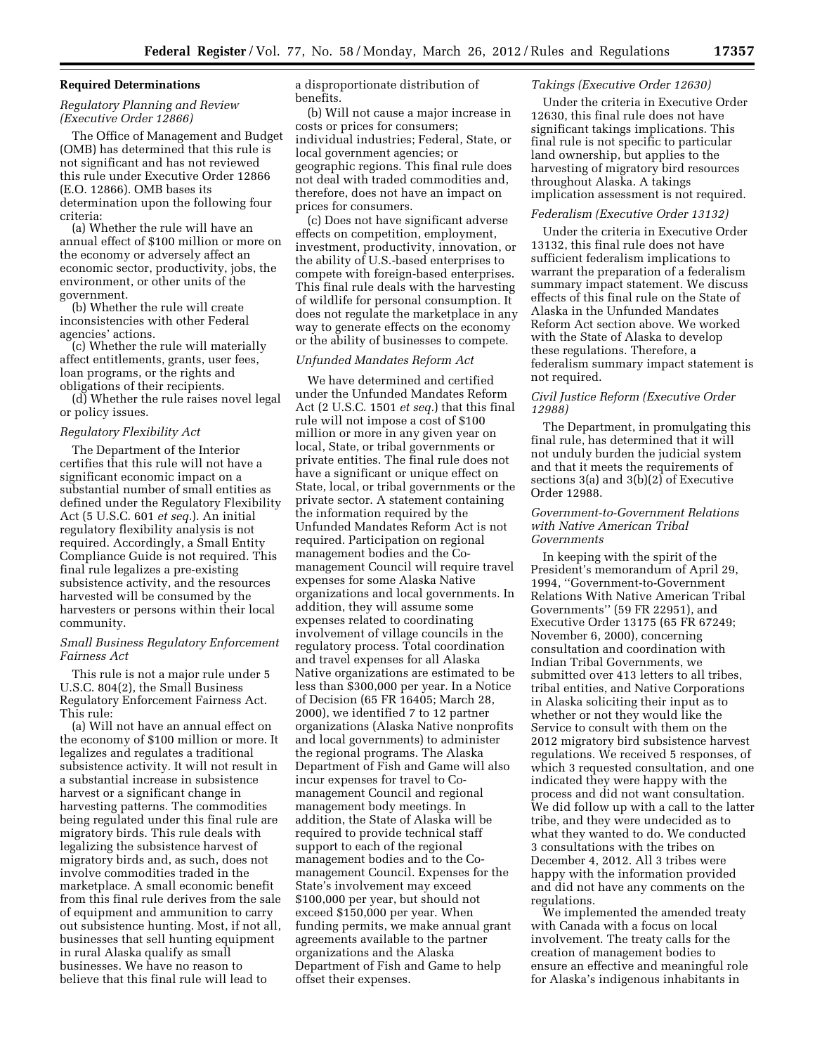## Required Determinations

### *Regulatory Planning and Review (Executive Order 12866)*

The Office of Management and Budget (OMB) has determined that this rule is not significant and has not reviewed this rule under Executive Order 12866 (E.O. 12866). OMB bases its determination upon the following four criteria:

(a) Whether the rule will have an annual effect of $100 million or more on the economy or adversely affect an economic sector, productivity, jobs, the environment, or other units of the government.

(b) Whether the rule will create inconsistencies with other Federal agencies' actions.

(c) Whether the rule will materially affect entitlements, grants, user fees, loan programs, or the rights and obligations of their recipients.

(d) Whether the rule raises novel legal or policy issues.

### *Regulatory Flexibility Act*

The Department of the Interior certifies that this rule will not have a significant economic impact on a substantial number of small entities as defined under the Regulatory Flexibility Act (5 U.S.C. 601 *et seq.*). An initial regulatory flexibility analysis is not required. Accordingly, a Small Entity Compliance Guide is not required. This final rule legalizes a pre-existing subsistence activity, and the resources harvested will be consumed by the harvesters or persons within their local community.

### *Small Business Regulatory Enforcement Fairness Act*

This rule is not a major rule under 5 U.S.C. 804(2), the Small Business Regulatory Enforcement Fairness Act. This rule:

(a) Will not have an annual effect on the economy of $100 million or more. It legalizes and regulates a traditional subsistence activity. It will not result in a substantial increase in subsistence harvest or a significant change in harvesting patterns. The commodities being regulated under this final rule are migratory birds. This rule deals with legalizing the subsistence harvest of migratory birds and, as such, does not involve commodities traded in the marketplace. A small economic benefit from this final rule derives from the sale of equipment and ammunition to carry out subsistence hunting. Most, if not all, businesses that sell hunting equipment in rural Alaska qualify as small businesses. We have no reason to believe that this final rule will lead to a disproportionate distribution of benefits.

(b) Will not cause a major increase in costs or prices for consumers; individual industries; Federal, State, or local government agencies; or geographic regions. This final rule does not deal with traded commodities and, therefore, does not have an impact on prices for consumers.

(c) Does not have significant adverse effects on competition, employment, investment, productivity, innovation, or the ability of U.S.-based enterprises to compete with foreign-based enterprises. This final rule deals with the harvesting of wildlife for personal consumption. It does not regulate the marketplace in any way to generate effects on the economy or the ability of businesses to compete.

### *Unfunded Mandates Reform Act*

We have determined and certified under the Unfunded Mandates Reform Act (2 U.S.C. 1501 *et seq.*) that this final rule will not impose a cost of $100 million or more in any given year on local, State, or tribal governments or private entities. The final rule does not have a significant or unique effect on State, local, or tribal governments or the private sector. A statement containing the information required by the Unfunded Mandates Reform Act is not required. Participation on regional management bodies and the Co-management Council will require travel expenses for some Alaska Native organizations and local governments. In addition, they will assume some expenses related to coordinating involvement of village councils in the regulatory process. Total coordination and travel expenses for all Alaska Native organizations are estimated to be less than $300,000 per year. In a Notice of Decision (65 FR 16405; March 28, 2000), we identified 7 to 12 partner organizations (Alaska Native nonprofits and local governments) to administer the regional programs. The Alaska Department of Fish and Game will also incur expenses for travel to Co-management Council and regional management body meetings. In addition, the State of Alaska will be required to provide technical staff support to each of the regional management bodies and to the Co-management Council. Expenses for the State's involvement may exceed $100,000 per year, but should not exceed $150,000 per year. When funding permits, we make annual grant agreements available to the partner organizations and the Alaska Department of Fish and Game to help offset their expenses.

### *Takings (Executive Order 12630)*

Under the criteria in Executive Order 12630, this final rule does not have significant takings implications. This final rule is not specific to particular land ownership, but applies to the harvesting of migratory bird resources throughout Alaska. A takings implication assessment is not required.

### *Federalism (Executive Order 13132)*

Under the criteria in Executive Order 13132, this final rule does not have sufficient federalism implications to warrant the preparation of a federalism summary impact statement. We discuss effects of this final rule on the State of Alaska in the Unfunded Mandates Reform Act section above. We worked with the State of Alaska to develop these regulations. Therefore, a federalism summary impact statement is not required.

### *Civil Justice Reform (Executive Order 12988)*

The Department, in promulgating this final rule, has determined that it will not unduly burden the judicial system and that it meets the requirements of sections 3(a) and 3(b)(2) of Executive Order 12988.

### *Government-to-Government Relations with Native American Tribal Governments*

In keeping with the spirit of the President's memorandum of April 29, 1994, "Government-to-Government Relations With Native American Tribal Governments" (59 FR 22951), and Executive Order 13175 (65 FR 67249; November 6, 2000), concerning consultation and coordination with Indian Tribal Governments, we submitted over 413 letters to all tribes, tribal entities, and Native Corporations in Alaska soliciting their input as to whether or not they would like the Service to consult with them on the 2012 migratory bird subsistence harvest regulations. We received 5 responses, of which 3 requested consultation, and one indicated they were happy with the process and did not want consultation. We did follow up with a call to the latter tribe, and they were undecided as to what they wanted to do. We conducted 3 consultations with the tribes on December 4, 2012. All 3 tribes were happy with the information provided and did not have any comments on the regulations.

We implemented the amended treaty with Canada with a focus on local involvement. The treaty calls for the creation of management bodies to ensure an effective and meaningful role for Alaska's indigenous inhabitants in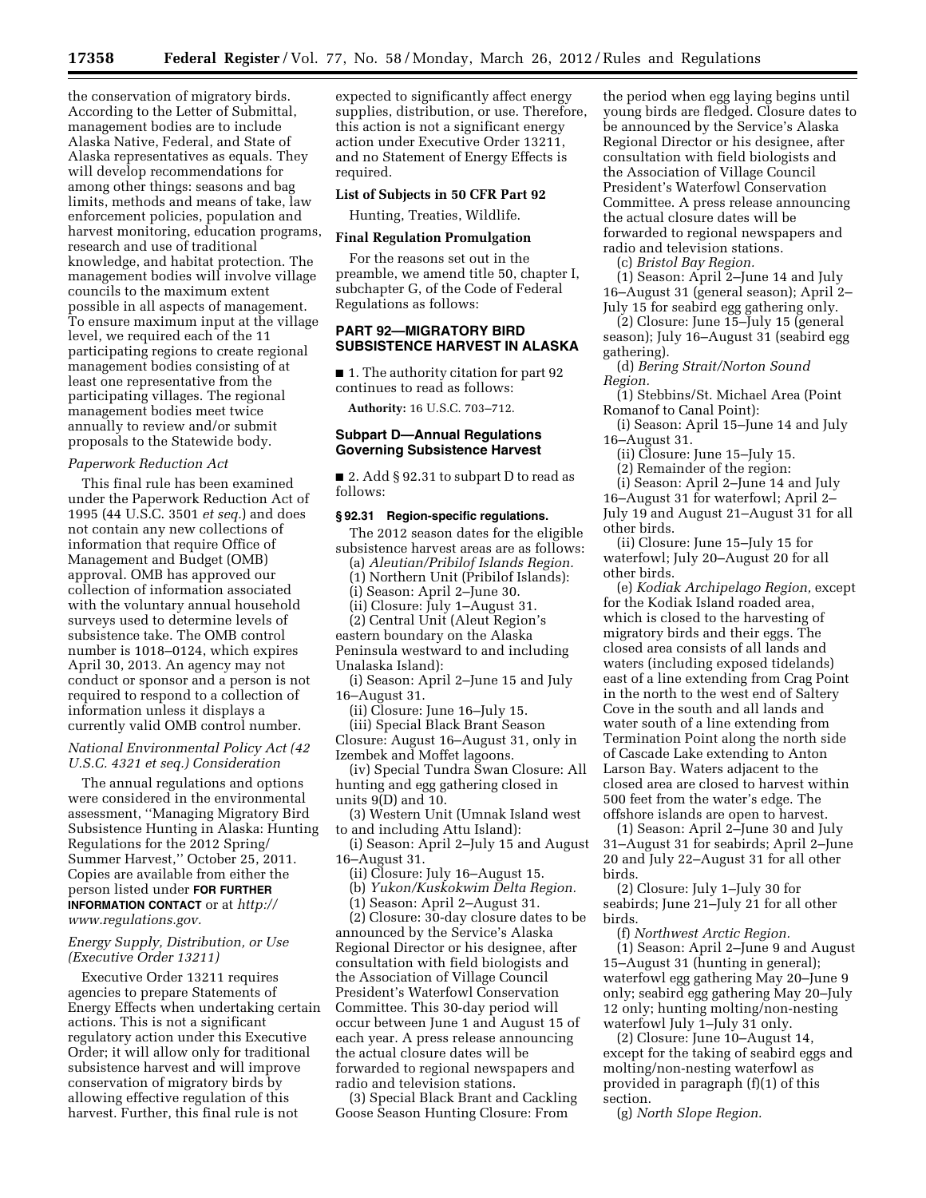the conservation of migratory birds. According to the Letter of Submittal, management bodies are to include Alaska Native, Federal, and State of Alaska representatives as equals. They will develop recommendations for among other things: seasons and bag limits, methods and means of take, law enforcement policies, population and harvest monitoring, education programs, research and use of traditional knowledge, and habitat protection. The management bodies will involve village councils to the maximum extent possible in all aspects of management. To ensure maximum input at the village level, we required each of the 11 participating regions to create regional management bodies consisting of at least one representative from the participating villages. The regional management bodies meet twice annually to review and/or submit proposals to the Statewide body.

*Paperwork Reduction Act*

This final rule has been examined under the Paperwork Reduction Act of 1995 (44 U.S.C. 3501 *et seq.*) and does not contain any new collections of information that require Office of Management and Budget (OMB) approval. OMB has approved our collection of information associated with the voluntary annual household surveys used to determine levels of subsistence take. The OMB control number is 1018–0124, which expires April 30, 2013. An agency may not conduct or sponsor and a person is not required to respond to a collection of information unless it displays a currently valid OMB control number.

*National Environmental Policy Act (42 U.S.C. 4321 et seq.) Consideration*

The annual regulations and options were considered in the environmental assessment, ''Managing Migratory Bird Subsistence Hunting in Alaska: Hunting Regulations for the 2012 Spring/Summer Harvest,'' October 25, 2011. Copies are available from either the person listed under **FOR FURTHER INFORMATION CONTACT** or at *http://www.regulations.gov.*

*Energy Supply, Distribution, or Use (Executive Order 13211)*

Executive Order 13211 requires agencies to prepare Statements of Energy Effects when undertaking certain actions. This is not a significant regulatory action under this Executive Order; it will allow only for traditional subsistence harvest and will improve conservation of migratory birds by allowing effective regulation of this harvest. Further, this final rule is not expected to significantly affect energy supplies, distribution, or use. Therefore, this action is not a significant energy action under Executive Order 13211, and no Statement of Energy Effects is required.

**List of Subjects in 50 CFR Part 92**

Hunting, Treaties, Wildlife.

**Final Regulation Promulgation**

For the reasons set out in the preamble, we amend title 50, chapter I, subchapter G, of the Code of Federal Regulations as follows:

## PART 92—MIGRATORY BIRD SUBSISTENCE HARVEST IN ALASKA

■ 1. The authority citation for part 92 continues to read as follows:

**Authority:** 16 U.S.C. 703–712.

### Subpart D—Annual Regulations Governing Subsistence Harvest

■ 2. Add § 92.31 to subpart D to read as follows:

**§ 92.31 Region-specific regulations.**

The 2012 season dates for the eligible subsistence harvest areas are as follows:

(a) *Aleutian/Pribilof Islands Region.*

(1) Northern Unit (Pribilof Islands):

(i) Season: April 2–June 30.

(ii) Closure: July 1–August 31.

(2) Central Unit (Aleut Region's eastern boundary on the Alaska Peninsula westward to and including Unalaska Island):

(i) Season: April 2–June 15 and July 16–August 31.

(ii) Closure: June 16–July 15.

(iii) Special Black Brant Season Closure: August 16–August 31, only in Izembek and Moffet lagoons.

(iv) Special Tundra Swan Closure: All hunting and egg gathering closed in units 9(D) and 10.

(3) Western Unit (Umnak Island west to and including Attu Island):

(i) Season: April 2–July 15 and August 16–August 31.

(ii) Closure: July 16–August 15.

(b) *Yukon/Kuskokwim Delta Region.*

(1) Season: April 2–August 31.

(2) Closure: 30-day closure dates to be announced by the Service's Alaska Regional Director or his designee, after consultation with field biologists and the Association of Village Council President's Waterfowl Conservation Committee. This 30-day period will occur between June 1 and August 15 of each year. A press release announcing the actual closure dates will be forwarded to regional newspapers and radio and television stations.

(3) Special Black Brant and Cackling Goose Season Hunting Closure: From the period when egg laying begins until young birds are fledged. Closure dates to be announced by the Service's Alaska Regional Director or his designee, after consultation with field biologists and the Association of Village Council President's Waterfowl Conservation Committee. A press release announcing the actual closure dates will be forwarded to regional newspapers and radio and television stations.

(c) *Bristol Bay Region.*

(1) Season: April 2–June 14 and July 16–August 31 (general season); April 2–July 15 for seabird egg gathering only.

(2) Closure: June 15–July 15 (general season); July 16–August 31 (seabird egg gathering).

(d) *Bering Strait/Norton Sound Region.*

(1) Stebbins/St. Michael Area (Point Romanof to Canal Point):

(i) Season: April 15–June 14 and July 16–August 31.

(ii) Closure: June 15–July 15.

(2) Remainder of the region:

(i) Season: April 2–June 14 and July 16–August 31 for waterfowl; April 2–July 19 and August 21–August 31 for all other birds.

(ii) Closure: June 15–July 15 for waterfowl; July 20–August 20 for all other birds.

(e) *Kodiak Archipelago Region,* except for the Kodiak Island roaded area, which is closed to the harvesting of migratory birds and their eggs. The closed area consists of all lands and waters (including exposed tidelands) east of a line extending from Crag Point in the north to the west end of Saltery Cove in the south and all lands and water south of a line extending from Termination Point along the north side of Cascade Lake extending to Anton Larson Bay. Waters adjacent to the closed area are closed to harvest within 500 feet from the water's edge. The offshore islands are open to harvest.

(1) Season: April 2–June 30 and July 31–August 31 for seabirds; April 2–June 20 and July 22–August 31 for all other birds.

(2) Closure: July 1–July 30 for seabirds; June 21–July 21 for all other birds.

(f) *Northwest Arctic Region.*

(1) Season: April 2–June 9 and August 15–August 31 (hunting in general); waterfowl egg gathering May 20–June 9 only; seabird egg gathering May 20–July 12 only; hunting molting/non-nesting waterfowl July 1–July 31 only.

(2) Closure: June 10–August 14, except for the taking of seabird eggs and molting/non-nesting waterfowl as provided in paragraph (f)(1) of this section.

(g) *North Slope Region.*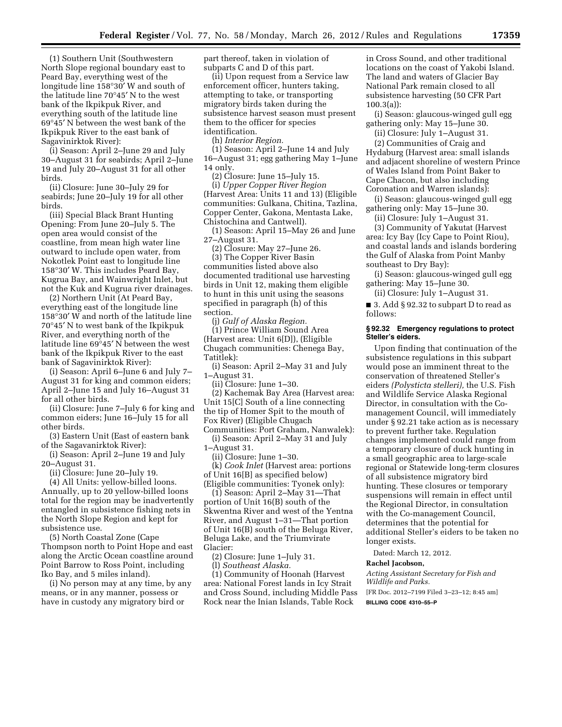(1) Southern Unit (Southwestern North Slope regional boundary east to Peard Bay, everything west of the longitude line 158°30′ W and south of the latitude line 70°45′ N to the west bank of the Ikpikpuk River, and everything south of the latitude line 69°45′ N between the west bank of the Ikpikpuk River to the east bank of Sagavinirktok River):

(i) Season: April 2–June 29 and July 30–August 31 for seabirds; April 2–June 19 and July 20–August 31 for all other birds.

(ii) Closure: June 30–July 29 for seabirds; June 20–July 19 for all other birds.

(iii) Special Black Brant Hunting Opening: From June 20–July 5. The open area would consist of the coastline, from mean high water line outward to include open water, from Nokotlek Point east to longitude line 158°30′ W. This includes Peard Bay, Kugrua Bay, and Wainwright Inlet, but not the Kuk and Kugrua river drainages.

(2) Northern Unit (At Peard Bay, everything east of the longitude line 158°30′ W and north of the latitude line 70°45′ N to west bank of the Ikpikpuk River, and everything north of the latitude line 69°45′ N between the west bank of the Ikpikpuk River to the east bank of Sagavinirktok River):

(i) Season: April 6–June 6 and July 7–August 31 for king and common eiders; April 2–June 15 and July 16–August 31 for all other birds.

(ii) Closure: June 7–July 6 for king and common eiders; June 16–July 15 for all other birds.

(3) Eastern Unit (East of eastern bank of the Sagavanirktok River):

(i) Season: April 2–June 19 and July 20–August 31.

(ii) Closure: June 20–July 19.

(4) All Units: yellow-billed loons. Annually, up to 20 yellow-billed loons total for the region may be inadvertently entangled in subsistence fishing nets in the North Slope Region and kept for subsistence use.

(5) North Coastal Zone (Cape Thompson north to Point Hope and east along the Arctic Ocean coastline around Point Barrow to Ross Point, including Iko Bay, and 5 miles inland).

(i) No person may at any time, by any means, or in any manner, possess or have in custody any migratory bird or part thereof, taken in violation of subparts C and D of this part.

(ii) Upon request from a Service law enforcement officer, hunters taking, attempting to take, or transporting migratory birds taken during the subsistence harvest season must present them to the officer for species identification.

(h) *Interior Region.*

(1) Season: April 2–June 14 and July 16–August 31; egg gathering May 1–June 14 only.

(2) Closure: June 15–July 15.

(i) *Upper Copper River Region* (Harvest Area: Units 11 and 13) (Eligible communities: Gulkana, Chitina, Tazlina, Copper Center, Gakona, Mentasta Lake, Chistochina and Cantwell).

(1) Season: April 15–May 26 and June 27–August 31.

(2) Closure: May 27–June 26.

(3) The Copper River Basin communities listed above also documented traditional use harvesting birds in Unit 12, making them eligible to hunt in this unit using the seasons specified in paragraph (h) of this section.

(j) *Gulf of Alaska Region.*

(1) Prince William Sound Area (Harvest area: Unit 6[D]), (Eligible Chugach communities: Chenega Bay, Tatitlek):

(i) Season: April 2–May 31 and July 1–August 31.

(ii) Closure: June 1–30.

(2) Kachemak Bay Area (Harvest area: Unit 15[C] South of a line connecting the tip of Homer Spit to the mouth of Fox River) (Eligible Chugach Communities: Port Graham, Nanwalek):

(i) Season: April 2–May 31 and July 1–August 31.

(ii) Closure: June 1–30.

(k) *Cook Inlet* (Harvest area: portions of Unit 16[B] as specified below) (Eligible communities: Tyonek only):

(1) Season: April 2–May 31—That portion of Unit 16(B) south of the Skwentna River and west of the Yentna River, and August 1–31—That portion of Unit 16(B) south of the Beluga River, Beluga Lake, and the Triumvirate Glacier:

(2) Closure: June 1–July 31.

(l) *Southeast Alaska.*

(1) Community of Hoonah (Harvest area: National Forest lands in Icy Strait and Cross Sound, including Middle Pass Rock near the Inian Islands, Table Rock in Cross Sound, and other traditional locations on the coast of Yakobi Island. The land and waters of Glacier Bay National Park remain closed to all subsistence harvesting (50 CFR Part 100.3(a)):

(i) Season: glaucous-winged gull egg gathering only: May 15–June 30.

(ii) Closure: July 1–August 31.

(2) Communities of Craig and Hydaburg (Harvest area: small islands and adjacent shoreline of western Prince of Wales Island from Point Baker to Cape Chacon, but also including Coronation and Warren islands):

(i) Season: glaucous-winged gull egg gathering only: May 15–June 30.

(ii) Closure: July 1–August 31.

(3) Community of Yakutat (Harvest area: Icy Bay (Icy Cape to Point Riou), and coastal lands and islands bordering the Gulf of Alaska from Point Manby southeast to Dry Bay):

(i) Season: glaucous-winged gull egg gathering: May 15–June 30.

(ii) Closure: July 1–August 31.

■ 3. Add § 92.32 to subpart D to read as follows:

### § 92.32 Emergency regulations to protect Steller's eiders.

Upon finding that continuation of the subsistence regulations in this subpart would pose an imminent threat to the conservation of threatened Steller's eiders *(Polysticta stelleri),* the U.S. Fish and Wildlife Service Alaska Regional Director, in consultation with the Co-management Council, will immediately under § 92.21 take action as is necessary to prevent further take. Regulation changes implemented could range from a temporary closure of duck hunting in a small geographic area to large-scale regional or Statewide long-term closures of all subsistence migratory bird hunting. These closures or temporary suspensions will remain in effect until the Regional Director, in consultation with the Co-management Council, determines that the potential for additional Steller's eiders to be taken no longer exists.

Dated: March 12, 2012.

**Rachel Jacobson,**

*Acting Assistant Secretary for Fish and Wildlife and Parks.*

[FR Doc. 2012–7199 Filed 3–23–12; 8:45 am]

**BILLING CODE 4310–55–P**